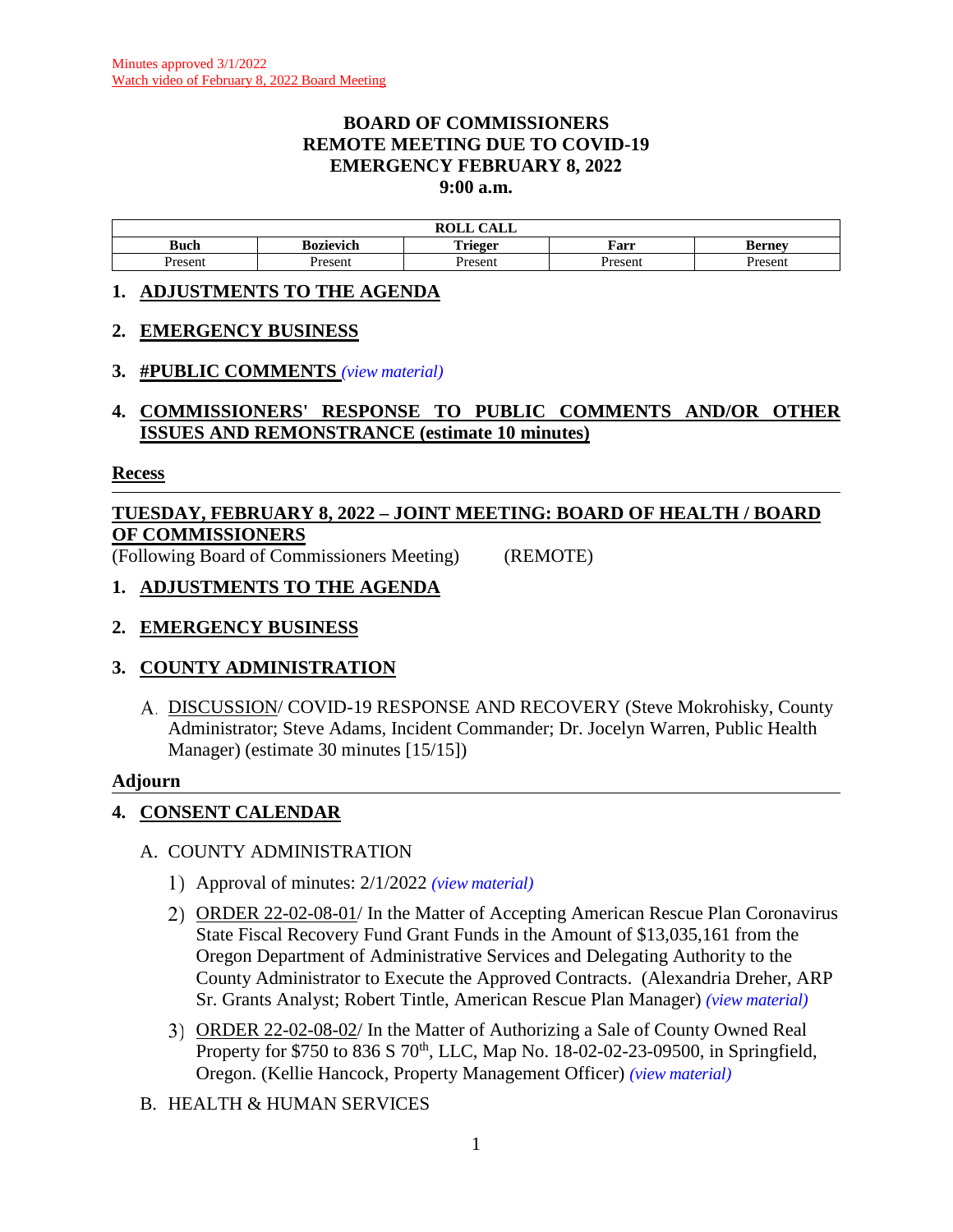Minutes approved 3/1/2022
Watch video of February 8, 2022 Board Meeting

# BOARD OF COMMISSIONERS
## REMOTE MEETING DUE TO COVID-19
## EMERGENCY FEBRUARY 8, 2022
## 9:00 a.m.

| ROLL CALL | | | | |
|---|---|---|---|---|
| **Buch** | **Bozievich** | **Trieger** | **Farr** | **Berney** |
| Present | Present | Present | Present | Present |

### 1. ADJUSTMENTS TO THE AGENDA

### 2. EMERGENCY BUSINESS

### 3. #PUBLIC COMMENTS *(view material)*

### 4. COMMISSIONERS' RESPONSE TO PUBLIC COMMENTS AND/OR OTHER ISSUES AND REMONSTRANCE (estimate 10 minutes)

**Recess**

---

## TUESDAY, FEBRUARY 8, 2022 – JOINT MEETING: BOARD OF HEALTH / BOARD OF COMMISSIONERS

(Following Board of Commissioners Meeting) (REMOTE)

### 1. ADJUSTMENTS TO THE AGENDA

### 2. EMERGENCY BUSINESS

### 3. COUNTY ADMINISTRATION

A. DISCUSSION/ COVID-19 RESPONSE AND RECOVERY (Steve Mokrohisky, County Administrator; Steve Adams, Incident Commander; Dr. Jocelyn Warren, Public Health Manager) (estimate 30 minutes [15/15])

**Adjourn**

---

### 4. CONSENT CALENDAR

A. COUNTY ADMINISTRATION

1) Approval of minutes: 2/1/2022 *(view material)*

2) ORDER 22-02-08-01/ In the Matter of Accepting American Rescue Plan Coronavirus State Fiscal Recovery Fund Grant Funds in the Amount of $13,035,161 from the Oregon Department of Administrative Services and Delegating Authority to the County Administrator to Execute the Approved Contracts. (Alexandria Dreher, ARP Sr. Grants Analyst; Robert Tintle, American Rescue Plan Manager) *(view material)*

3) ORDER 22-02-08-02/ In the Matter of Authorizing a Sale of County Owned Real Property for $750 to 836 S 70th, LLC, Map No. 18-02-02-23-09500, in Springfield, Oregon. (Kellie Hancock, Property Management Officer) *(view material)*

B. HEALTH & HUMAN SERVICES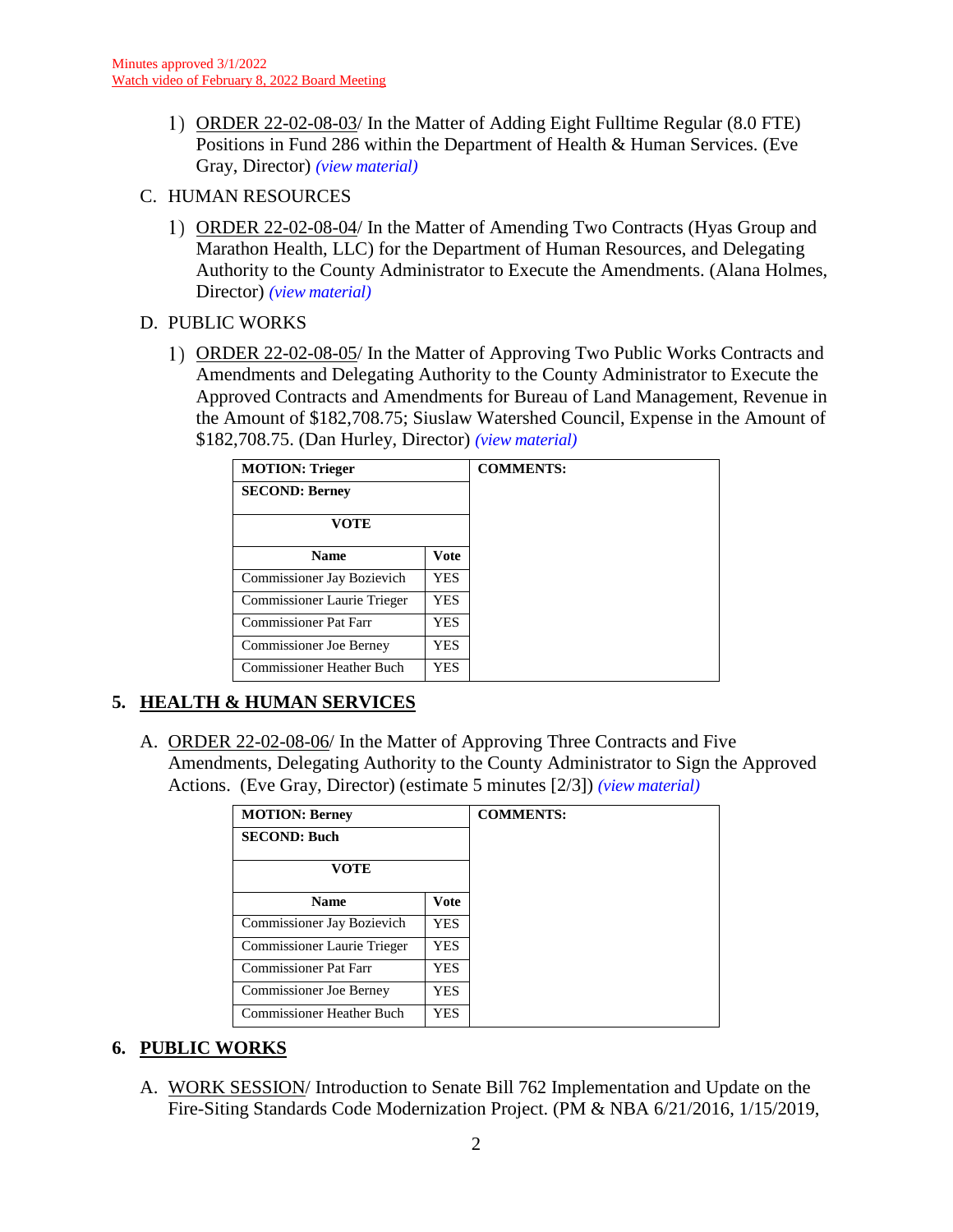Minutes approved 3/1/2022
Watch video of February 8, 2022 Board Meeting

1) ORDER 22-02-08-03/ In the Matter of Adding Eight Fulltime Regular (8.0 FTE) Positions in Fund 286 within the Department of Health & Human Services. (Eve Gray, Director) *(view material)*

C. HUMAN RESOURCES

1) ORDER 22-02-08-04/ In the Matter of Amending Two Contracts (Hyas Group and Marathon Health, LLC) for the Department of Human Resources, and Delegating Authority to the County Administrator to Execute the Amendments. (Alana Holmes, Director) *(view material)*

D. PUBLIC WORKS

1) ORDER 22-02-08-05/ In the Matter of Approving Two Public Works Contracts and Amendments and Delegating Authority to the County Administrator to Execute the Approved Contracts and Amendments for Bureau of Land Management, Revenue in the Amount of $182,708.75; Siuslaw Watershed Council, Expense in the Amount of $182,708.75. (Dan Hurley, Director) *(view material)*

| **MOTION: Trieger** | | **COMMENTS:** |
|---|---|---|
| **SECOND: Berney** | | |
| **VOTE** | | |
| **Name** | **Vote** | |
| Commissioner Jay Bozievich | YES | |
| Commissioner Laurie Trieger | YES | |
| Commissioner Pat Farr | YES | |
| Commissioner Joe Berney | YES | |
| Commissioner Heather Buch | YES | |

## 5. HEALTH & HUMAN SERVICES

A. ORDER 22-02-08-06/ In the Matter of Approving Three Contracts and Five Amendments, Delegating Authority to the County Administrator to Sign the Approved Actions. (Eve Gray, Director) (estimate 5 minutes [2/3]) *(view material)*

| **MOTION: Berney** | | **COMMENTS:** |
|---|---|---|
| **SECOND: Buch** | | |
| **VOTE** | | |
| **Name** | **Vote** | |
| Commissioner Jay Bozievich | YES | |
| Commissioner Laurie Trieger | YES | |
| Commissioner Pat Farr | YES | |
| Commissioner Joe Berney | YES | |
| Commissioner Heather Buch | YES | |

## 6. PUBLIC WORKS

A. WORK SESSION/ Introduction to Senate Bill 762 Implementation and Update on the Fire-Siting Standards Code Modernization Project. (PM & NBA 6/21/2016, 1/15/2019,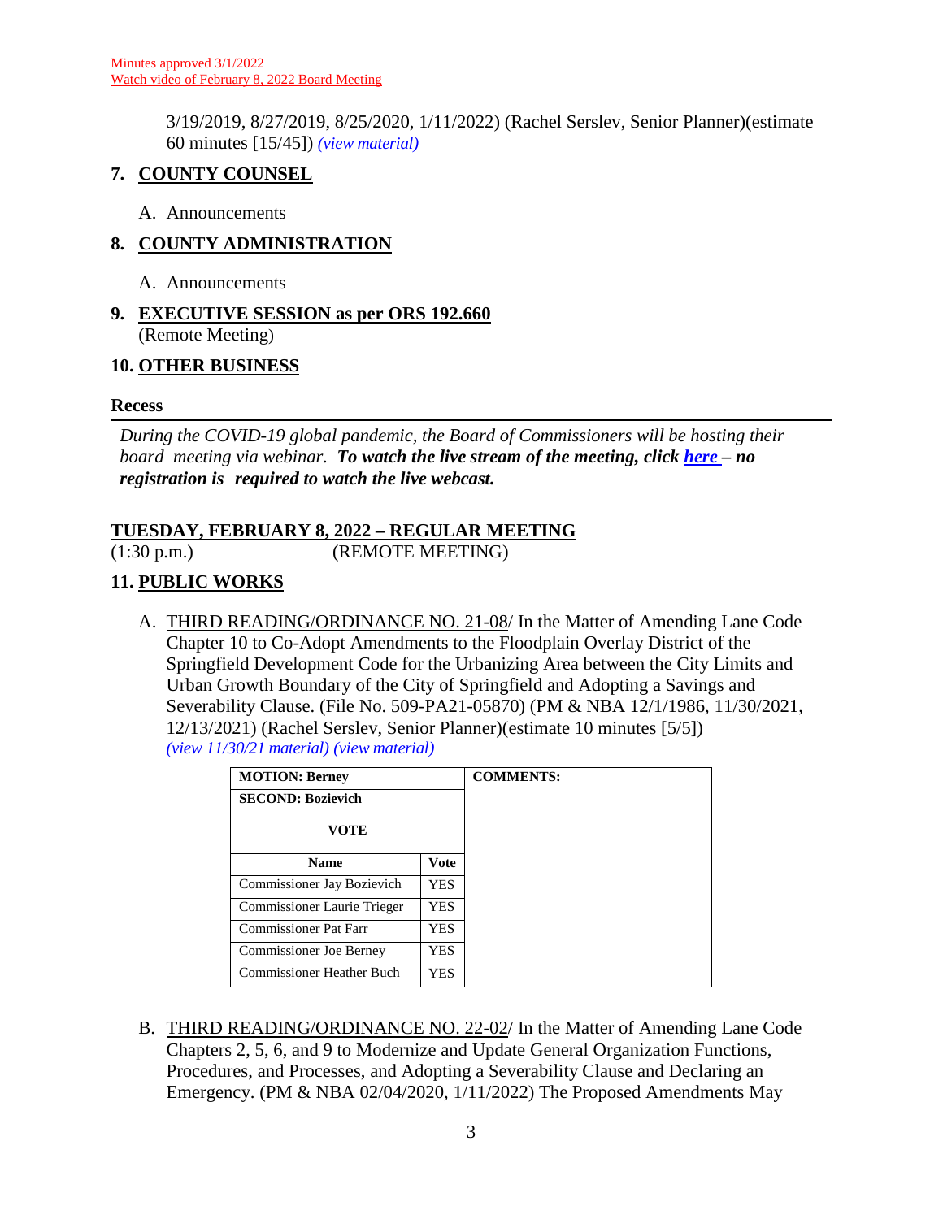Minutes approved 3/1/2022
Watch video of February 8, 2022 Board Meeting

3/19/2019, 8/27/2019, 8/25/2020, 1/11/2022) (Rachel Serslev, Senior Planner)(estimate 60 minutes [15/45]) *(view material)*

## 7. COUNTY COUNSEL

A. Announcements

## 8. COUNTY ADMINISTRATION

A. Announcements

## 9. EXECUTIVE SESSION as per ORS 192.660

(Remote Meeting)

## 10. OTHER BUSINESS

**Recess**

---

*During the COVID-19 global pandemic, the Board of Commissioners will be hosting their board meeting via webinar.* ***To watch the live stream of the meeting, click here – no registration is required to watch the live webcast.***

## TUESDAY, FEBRUARY 8, 2022 – REGULAR MEETING

(1:30 p.m.) (REMOTE MEETING)

## 11. PUBLIC WORKS

A. THIRD READING/ORDINANCE NO. 21-08/ In the Matter of Amending Lane Code Chapter 10 to Co-Adopt Amendments to the Floodplain Overlay District of the Springfield Development Code for the Urbanizing Area between the City Limits and Urban Growth Boundary of the City of Springfield and Adopting a Savings and Severability Clause. (File No. 509-PA21-05870) (PM & NBA 12/1/1986, 11/30/2021, 12/13/2021) (Rachel Serslev, Senior Planner)(estimate 10 minutes [5/5]) *(view 11/30/21 material) (view material)*

| **MOTION: Berney** | | **COMMENTS:** |
|---|---|---|
| **SECOND: Bozievich** | | |
| **VOTE** | | |
| **Name** | **Vote** | |
| Commissioner Jay Bozievich | YES | |
| Commissioner Laurie Trieger | YES | |
| Commissioner Pat Farr | YES | |
| Commissioner Joe Berney | YES | |
| Commissioner Heather Buch | YES | |

B. THIRD READING/ORDINANCE NO. 22-02/ In the Matter of Amending Lane Code Chapters 2, 5, 6, and 9 to Modernize and Update General Organization Functions, Procedures, and Processes, and Adopting a Severability Clause and Declaring an Emergency. (PM & NBA 02/04/2020, 1/11/2022) The Proposed Amendments May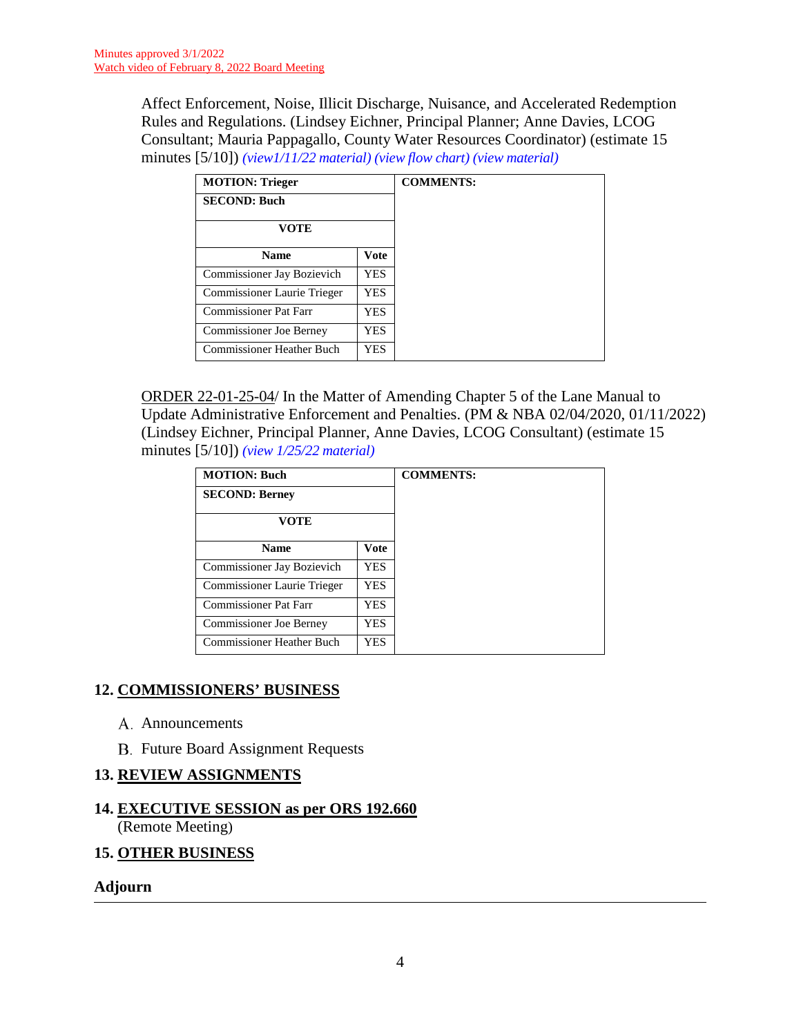Minutes approved 3/1/2022
Watch video of February 8, 2022 Board Meeting

Affect Enforcement, Noise, Illicit Discharge, Nuisance, and Accelerated Redemption Rules and Regulations. (Lindsey Eichner, Principal Planner; Anne Davies, LCOG Consultant; Mauria Pappagallo, County Water Resources Coordinator) (estimate 15 minutes [5/10]) *(view1/11/22 material) (view flow chart) (view material)*

| **MOTION: Trieger** | | **COMMENTS:** |
|---|---|---|
| **SECOND: Buch** | | |
| **VOTE** | | |
| **Name** | **Vote** | |
| Commissioner Jay Bozievich | YES | |
| Commissioner Laurie Trieger | YES | |
| Commissioner Pat Farr | YES | |
| Commissioner Joe Berney | YES | |
| Commissioner Heather Buch | YES | |

ORDER 22-01-25-04/ In the Matter of Amending Chapter 5 of the Lane Manual to Update Administrative Enforcement and Penalties. (PM & NBA 02/04/2020, 01/11/2022) (Lindsey Eichner, Principal Planner, Anne Davies, LCOG Consultant) (estimate 15 minutes [5/10]) *(view 1/25/22 material)*

| **MOTION: Buch** | | **COMMENTS:** |
|---|---|---|
| **SECOND: Berney** | | |
| **VOTE** | | |
| **Name** | **Vote** | |
| Commissioner Jay Bozievich | YES | |
| Commissioner Laurie Trieger | YES | |
| Commissioner Pat Farr | YES | |
| Commissioner Joe Berney | YES | |
| Commissioner Heather Buch | YES | |

## 12. COMMISSIONERS' BUSINESS

A. Announcements

B. Future Board Assignment Requests

## 13. REVIEW ASSIGNMENTS

## 14. EXECUTIVE SESSION as per ORS 192.660

(Remote Meeting)

## 15. OTHER BUSINESS

## Adjourn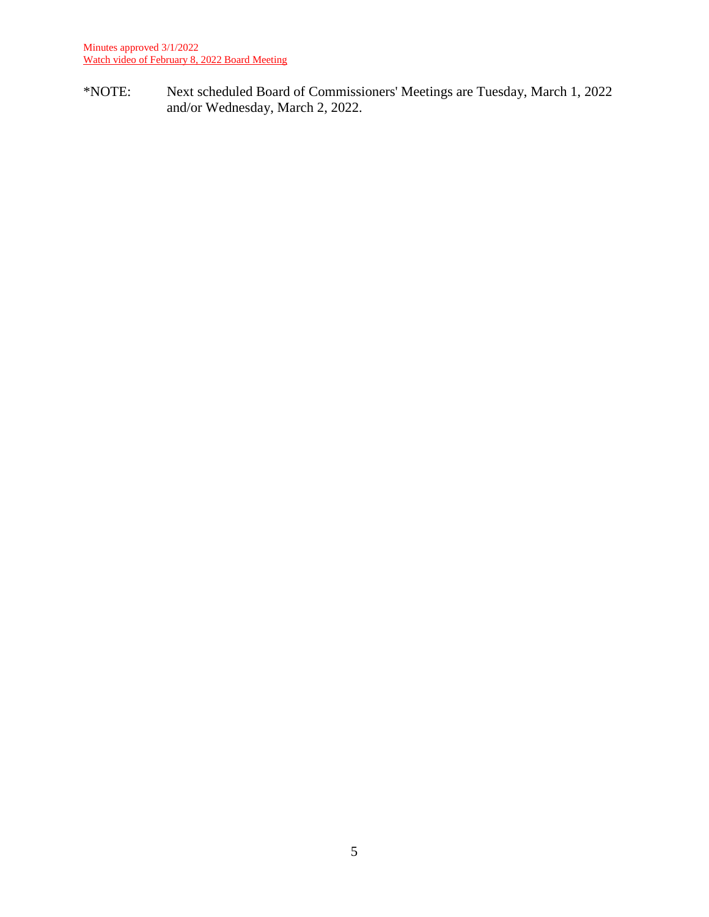Minutes approved 3/1/2022
Watch video of February 8, 2022 Board Meeting

*NOTE: Next scheduled Board of Commissioners' Meetings are Tuesday, March 1, 2022 and/or Wednesday, March 2, 2022.